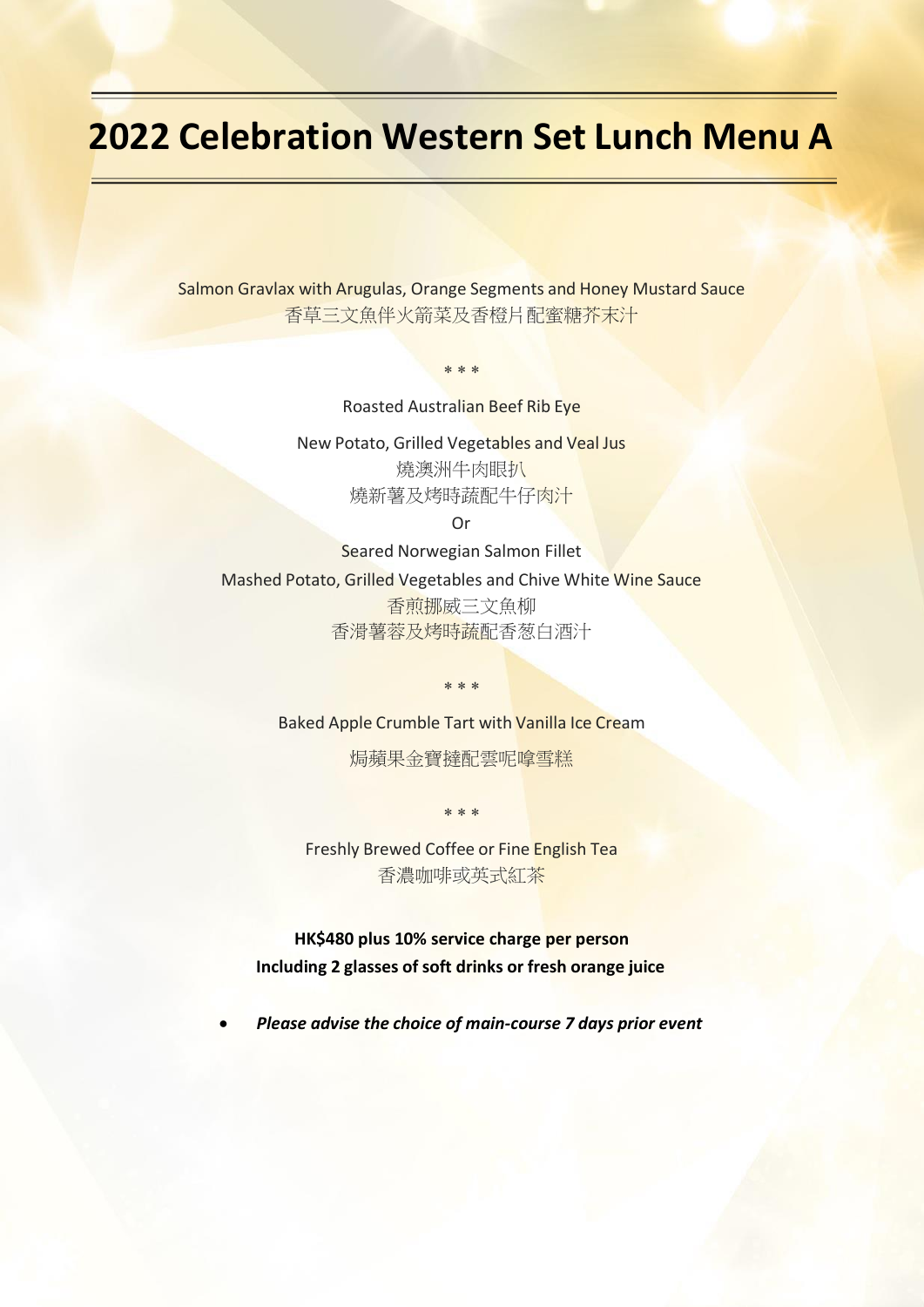# 2022 Celebration Western Set Lunch Menu A

Salmon Gravlax with Arugulas, Orange Segments and Honey Mustard Sauce
香草三文魚伴火箭菜及香橙片配蜜糖芥末汁

\* \* \*

Roasted Australian Beef Rib Eye

New Potato, Grilled Vegetables and Veal Jus
燒澳洲牛肉眼扒
燒新薯及烤時蔬配牛仔肉汁

Or

Seared Norwegian Salmon Fillet

Mashed Potato, Grilled Vegetables and Chive White Wine Sauce
香煎挪威三文魚柳
香滑薯蓉及烤時蔬配香葱白酒汁

\* \* \*

Baked Apple Crumble Tart with Vanilla Ice Cream

焗蘋果金寶撻配雲呢嗱雪糕

\* \* \*

Freshly Brewed Coffee or Fine English Tea
香濃咖啡或英式紅茶

**HK$480 plus 10% service charge per person**
**Including 2 glasses of soft drinks or fresh orange juice**

- ***Please advise the choice of main-course 7 days prior event***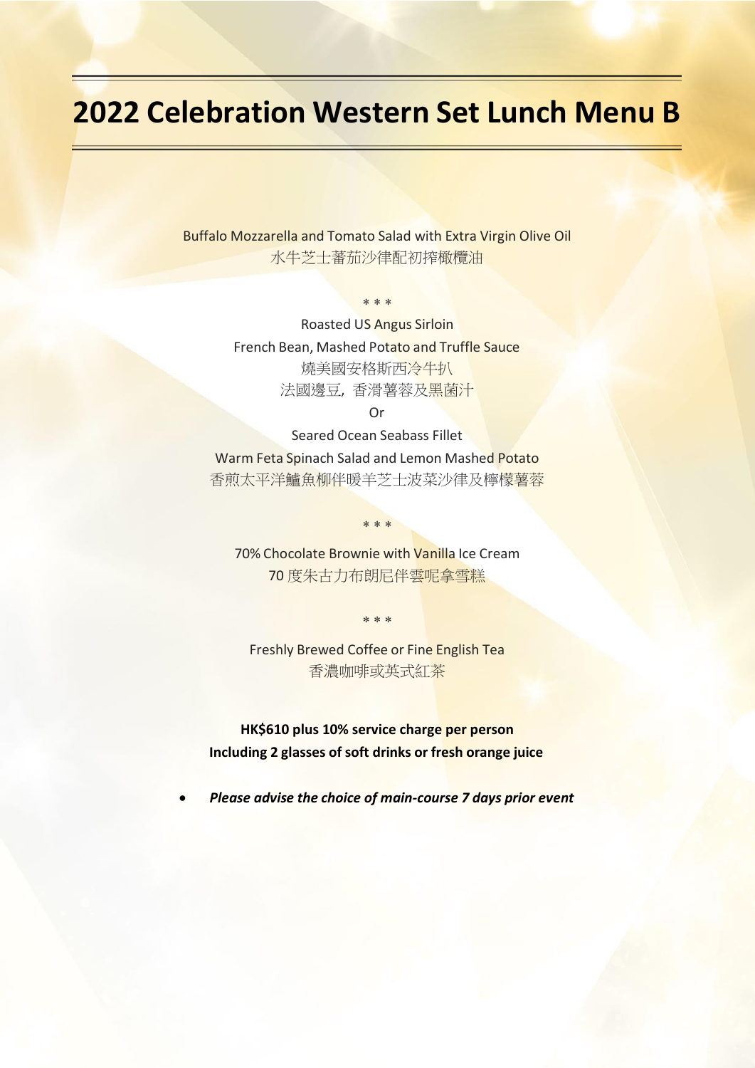# 2022 Celebration Western Set Lunch Menu B

Buffalo Mozzarella and Tomato Salad with Extra Virgin Olive Oil
水牛芝士蕃茄沙律配初搾橄欖油

\* \* \*

Roasted US Angus Sirloin
French Bean, Mashed Potato and Truffle Sauce
燒美國安格斯西冷牛扒
法國邊豆，香滑薯蓉及黑菌汁

Or

Seared Ocean Seabass Fillet
Warm Feta Spinach Salad and Lemon Mashed Potato
香煎太平洋鱸魚柳伴暖羊芝士波菜沙律及檸檬薯蓉

\* \* \*

70% Chocolate Brownie with Vanilla Ice Cream
70 度朱古力布朗尼伴雲呢拿雪糕

\* \* \*

Freshly Brewed Coffee or Fine English Tea
香濃咖啡或英式紅茶

**HK$610 plus 10% service charge per person**
**Including 2 glasses of soft drinks or fresh orange juice**

- ***Please advise the choice of main-course 7 days prior event***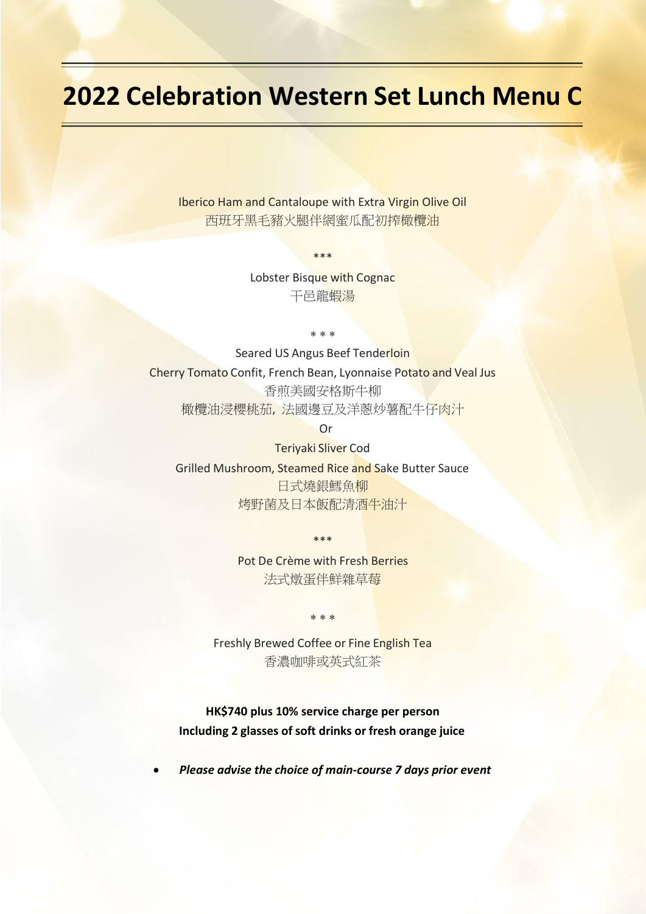# 2022 Celebration Western Set Lunch Menu C

Iberico Ham and Cantaloupe with Extra Virgin Olive Oil
西班牙黑毛豬火腿伴網蜜瓜配初榨橄欖油

***

Lobster Bisque with Cognac
干邑龍蝦湯

* * *

Seared US Angus Beef Tenderloin
Cherry Tomato Confit, French Bean, Lyonnaise Potato and Veal Jus
香煎美國安格斯牛柳
橄欖油浸櫻桃茄, 法國邊豆及洋蔥炒薯配牛仔肉汁

Or

Teriyaki Sliver Cod
Grilled Mushroom, Steamed Rice and Sake Butter Sauce
日式燒銀鱈魚柳
烤野菌及日本飯配清酒牛油汁

***

Pot De Crème with Fresh Berries
法式燉蛋伴鮮雜草莓

* * *

Freshly Brewed Coffee or Fine English Tea
香濃咖啡或英式紅茶

**HK$740 plus 10% service charge per person**
**Including 2 glasses of soft drinks or fresh orange juice**

- ***Please advise the choice of main-course 7 days prior event***